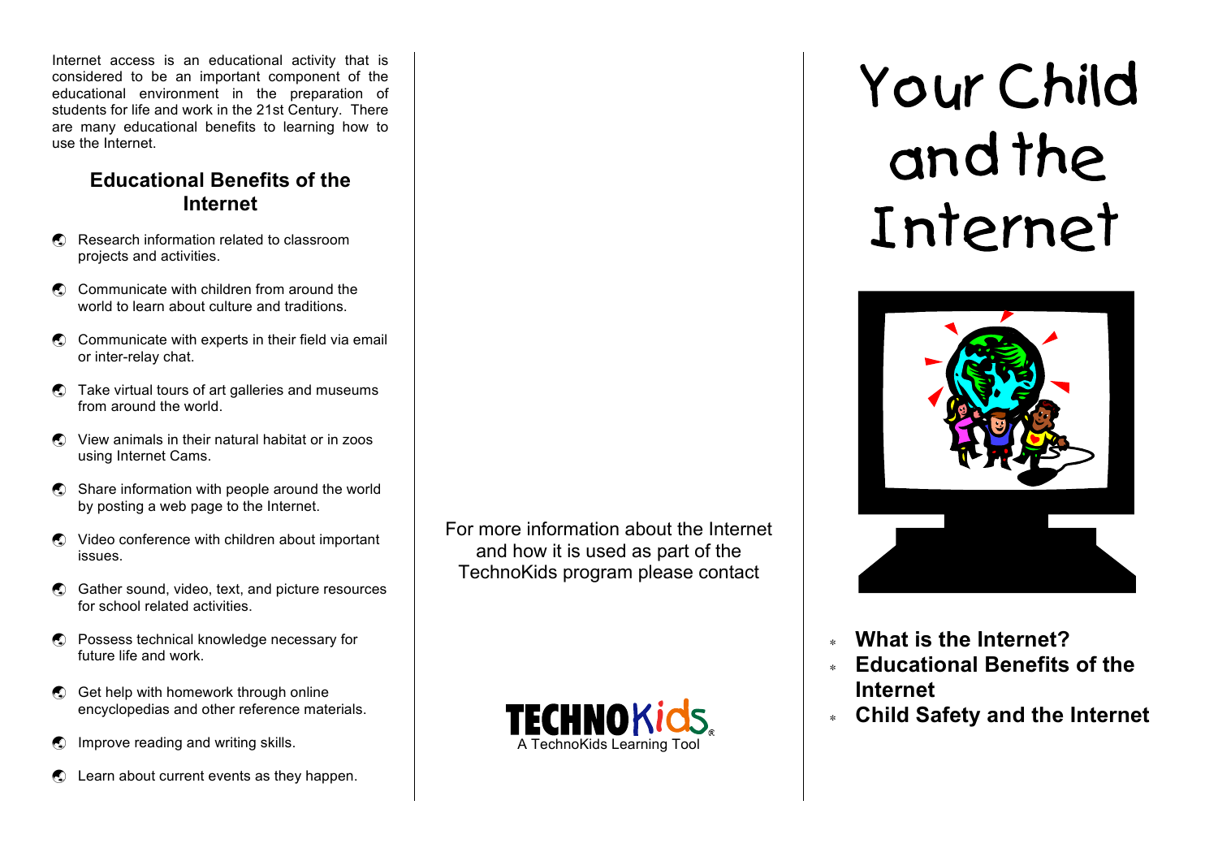Internet access is an educational activity that is considered to be an important component of the educational environment in the preparation of students for life and work in the 21st Century. There are many educational benefits to learning how to use the Internet.

## Educational Benefits of the Internet

- Research information related to classroom projects and activities.
- Communicate with children from around the world to learn about culture and traditions.
- Communicate with experts in their field via email or inter-relay chat.
- Take virtual tours of art galleries and museums from around the world.
- View animals in their natural habitat or in zoos using Internet Cams.
- Share information with people around the world by posting a web page to the Internet.
- Video conference with children about important issues.
- Gather sound, video, text, and picture resources for school related activities.
- Possess technical knowledge necessary for future life and work.
- Get help with homework through online encyclopedias and other reference materials.
- Improve reading and writing skills.
- Learn about current events as they happen.

For more information about the Internet and how it is used as part of the TechnoKids program please contact

TECHNOKids®

A TechnoKids Learning Tool

# Your Child and the Internet

- **What is the Internet?**
- **Educational Benefits of the Internet**
- **Child Safety and the Internet**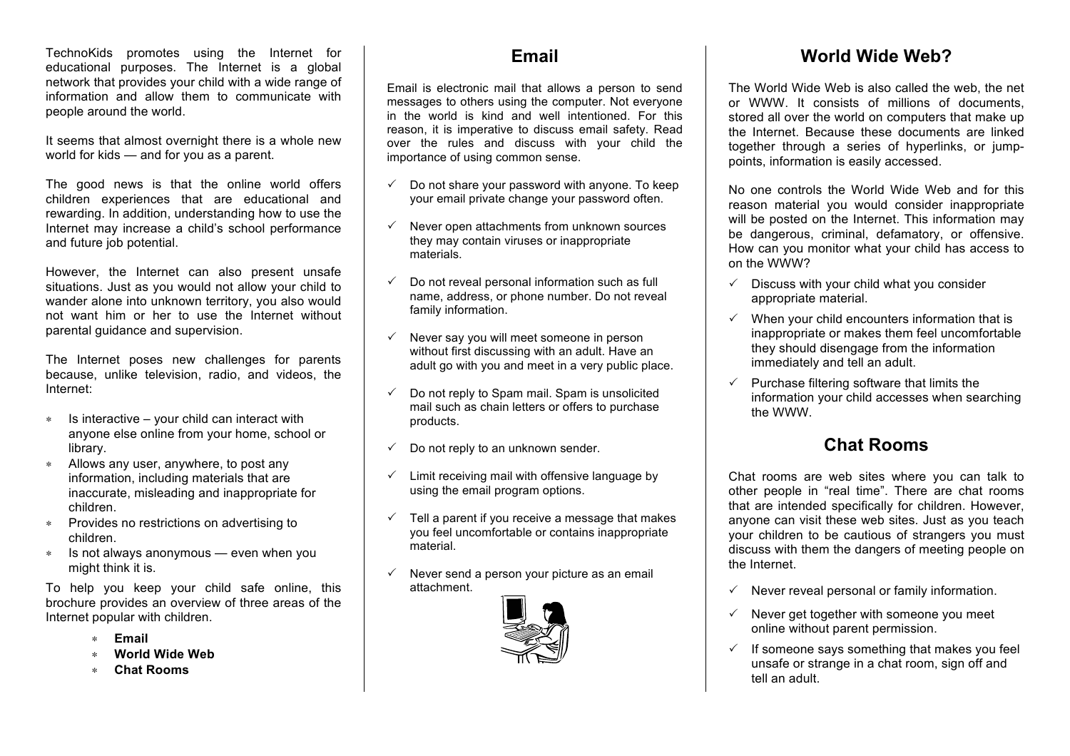TechnoKids promotes using the Internet for educational purposes. The Internet is a global network that provides your child with a wide range of information and allow them to communicate with people around the world.

It seems that almost overnight there is a whole new world for kids — and for you as a parent.

The good news is that the online world offers children experiences that are educational and rewarding. In addition, understanding how to use the Internet may increase a child's school performance and future job potential.

However, the Internet can also present unsafe situations. Just as you would not allow your child to wander alone into unknown territory, you also would not want him or her to use the Internet without parental guidance and supervision.

The Internet poses new challenges for parents because, unlike television, radio, and videos, the Internet:

- Is interactive – your child can interact with anyone else online from your home, school or library.
- Allows any user, anywhere, to post any information, including materials that are inaccurate, misleading and inappropriate for children.
- Provides no restrictions on advertising to children.
- Is not always anonymous — even when you might think it is.

To help you keep your child safe online, this brochure provides an overview of three areas of the Internet popular with children.

- **Email**
- **World Wide Web**
- **Chat Rooms**

## Email

Email is electronic mail that allows a person to send messages to others using the computer. Not everyone in the world is kind and well intentioned. For this reason, it is imperative to discuss email safety. Read over the rules and discuss with your child the importance of using common sense.

- ✓ Do not share your password with anyone. To keep your email private change your password often.
- ✓ Never open attachments from unknown sources they may contain viruses or inappropriate materials.
- ✓ Do not reveal personal information such as full name, address, or phone number. Do not reveal family information.
- ✓ Never say you will meet someone in person without first discussing with an adult. Have an adult go with you and meet in a very public place.
- ✓ Do not reply to Spam mail. Spam is unsolicited mail such as chain letters or offers to purchase products.
- ✓ Do not reply to an unknown sender.
- ✓ Limit receiving mail with offensive language by using the email program options.
- ✓ Tell a parent if you receive a message that makes you feel uncomfortable or contains inappropriate material.
- ✓ Never send a person your picture as an email attachment.

## World Wide Web?

The World Wide Web is also called the web, the net or WWW. It consists of millions of documents, stored all over the world on computers that make up the Internet. Because these documents are linked together through a series of hyperlinks, or jump-points, information is easily accessed.

No one controls the World Wide Web and for this reason material you would consider inappropriate will be posted on the Internet. This information may be dangerous, criminal, defamatory, or offensive. How can you monitor what your child has access to on the WWW?

- ✓ Discuss with your child what you consider appropriate material.
- ✓ When your child encounters information that is inappropriate or makes them feel uncomfortable they should disengage from the information immediately and tell an adult.
- ✓ Purchase filtering software that limits the information your child accesses when searching the WWW.

## Chat Rooms

Chat rooms are web sites where you can talk to other people in "real time". There are chat rooms that are intended specifically for children. However, anyone can visit these web sites. Just as you teach your children to be cautious of strangers you must discuss with them the dangers of meeting people on the Internet.

- ✓ Never reveal personal or family information.
- ✓ Never get together with someone you meet online without parent permission.
- ✓ If someone says something that makes you feel unsafe or strange in a chat room, sign off and tell an adult.